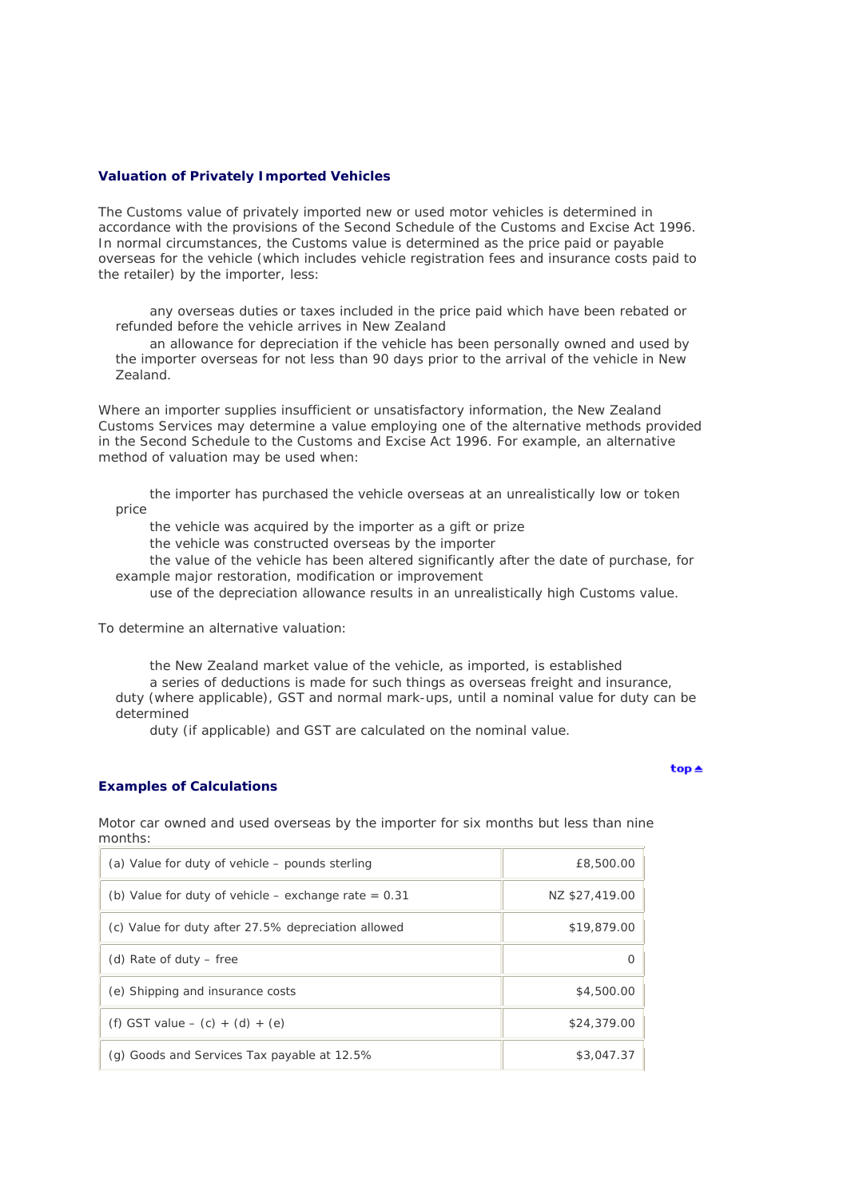## Valuation of Privately Imported Vehicles

The Customs value of privately imported new or used motor vehicles is determined in accordance with the provisions of the Second Schedule of the Customs and Excise Act 1996. In normal circumstances, the Customs value is determined as the price paid or payable overseas for the vehicle (which includes vehicle registration fees and insurance costs paid to the retailer) by the importer, less:

- any overseas duties or taxes included in the price paid which have been rebated or refunded before the vehicle arrives in New Zealand
- an allowance for depreciation if the vehicle has been personally owned and used by the importer overseas for not less than 90 days prior to the arrival of the vehicle in New Zealand.

Where an importer supplies insufficient or unsatisfactory information, the New Zealand Customs Services may determine a value employing one of the alternative methods provided in the Second Schedule to the Customs and Excise Act 1996. For example, an alternative method of valuation may be used when:

- the importer has purchased the vehicle overseas at an unrealistically low or token price
- the vehicle was acquired by the importer as a gift or prize
- the vehicle was constructed overseas by the importer
- the value of the vehicle has been altered significantly after the date of purchase, for example major restoration, modification or improvement
- use of the depreciation allowance results in an unrealistically high Customs value.

To determine an alternative valuation:

- the New Zealand market value of the vehicle, as imported, is established
- a series of deductions is made for such things as overseas freight and insurance, duty (where applicable), GST and normal mark-ups, until a nominal value for duty can be determined
- duty (if applicable) and GST are calculated on the nominal value.

top▲

## Examples of Calculations

Motor car owned and used overseas by the importer for six months but less than nine months:

| | |
|---|---|
| (a) Value for duty of vehicle – pounds sterling | £8,500.00 |
| (b) Value for duty of vehicle – exchange rate = 0.31 | NZ $27,419.00 |
| (c) Value for duty after 27.5% depreciation allowed | $19,879.00 |
| (d) Rate of duty – free | 0 |
| (e) Shipping and insurance costs | $4,500.00 |
| (f) GST value – (c) + (d) + (e) | $24,379.00 |
| (g) Goods and Services Tax payable at 12.5% | $3,047.37 |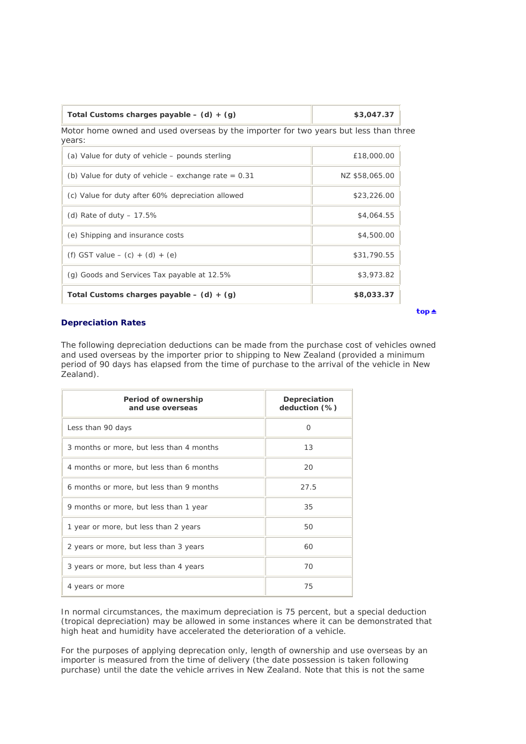| Total Customs charges payable – (d) + (g) | $3,047.37 |
|---|---|

Motor home owned and used overseas by the importer for two years but less than three years:

| | |
|---|---|
| (a) Value for duty of vehicle – pounds sterling | £18,000.00 |
| (b) Value for duty of vehicle – exchange rate = 0.31 | NZ $58,065.00 |
| (c) Value for duty after 60% depreciation allowed | $23,226.00 |
| (d) Rate of duty – 17.5% | $4,064.55 |
| (e) Shipping and insurance costs | $4,500.00 |
| (f) GST value – (c) + (d) + (e) | $31,790.55 |
| (g) Goods and Services Tax payable at 12.5% | $3,973.82 |
| **Total Customs charges payable – (d) + (g)** | **$8,033.37** |

top

### Depreciation Rates

The following depreciation deductions can be made from the purchase cost of vehicles owned and used overseas by the importer prior to shipping to New Zealand (provided a minimum period of 90 days has elapsed from the time of purchase to the arrival of the vehicle in New Zealand).

| Period of ownership and use overseas | Depreciation deduction (%) |
|---|---|
| Less than 90 days | 0 |
| 3 months or more, but less than 4 months | 13 |
| 4 months or more, but less than 6 months | 20 |
| 6 months or more, but less than 9 months | 27.5 |
| 9 months or more, but less than 1 year | 35 |
| 1 year or more, but less than 2 years | 50 |
| 2 years or more, but less than 3 years | 60 |
| 3 years or more, but less than 4 years | 70 |
| 4 years or more | 75 |

In normal circumstances, the maximum depreciation is 75 percent, but a special deduction (tropical depreciation) may be allowed in some instances where it can be demonstrated that high heat and humidity have accelerated the deterioration of a vehicle.

For the purposes of applying deprecation only, length of ownership and use overseas by an importer is measured from the time of delivery (the date possession is taken following purchase) until the date the vehicle arrives in New Zealand. Note that this is not the same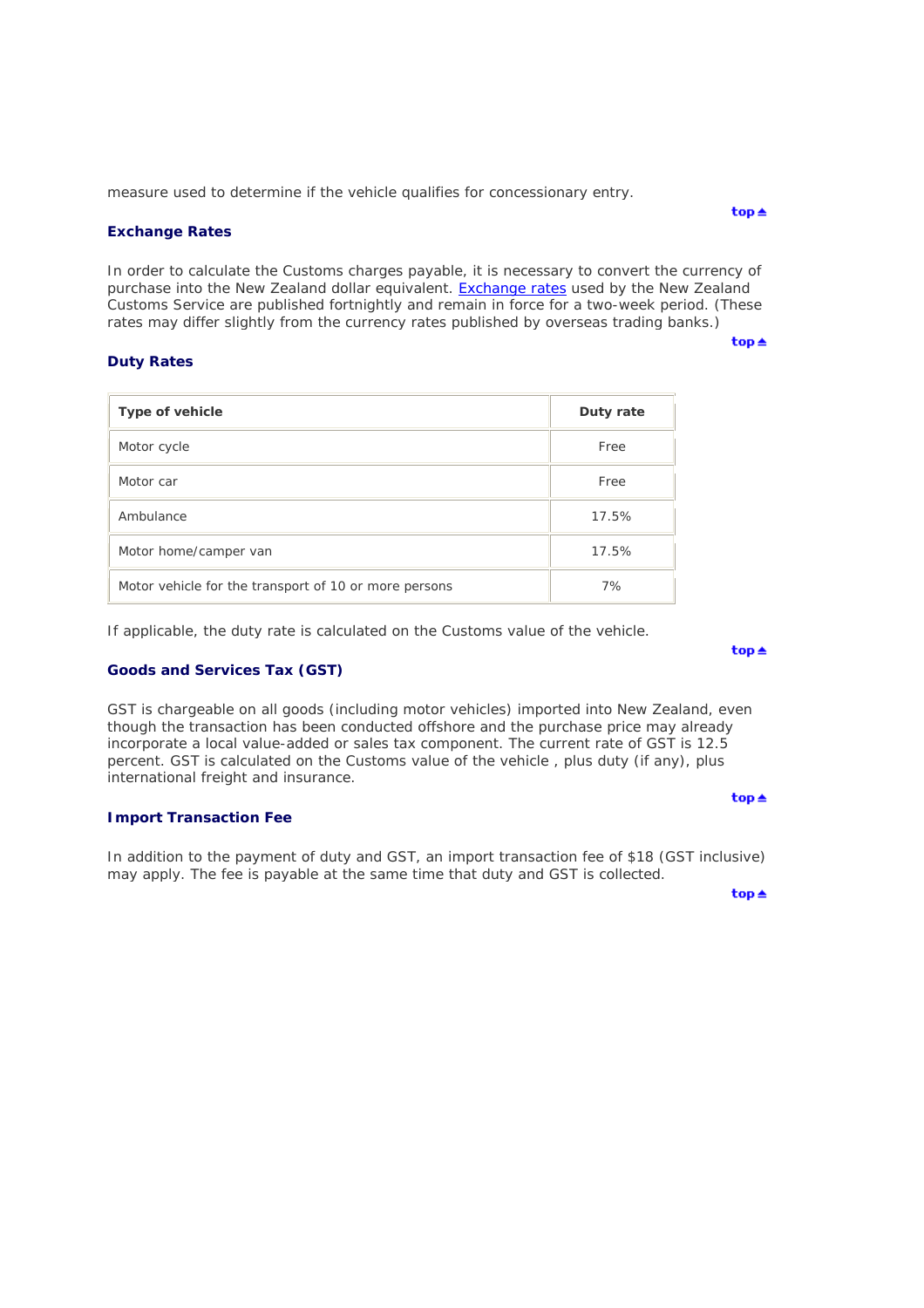measure used to determine if the vehicle qualifies for concessionary entry.

top

### Exchange Rates

In order to calculate the Customs charges payable, it is necessary to convert the currency of purchase into the New Zealand dollar equivalent. Exchange rates used by the New Zealand Customs Service are published fortnightly and remain in force for a two-week period. (These rates may differ slightly from the currency rates published by overseas trading banks.)

top

### Duty Rates

| Type of vehicle | Duty rate |
|---|---|
| Motor cycle | Free |
| Motor car | Free |
| Ambulance | 17.5% |
| Motor home/camper van | 17.5% |
| Motor vehicle for the transport of 10 or more persons | 7% |

If applicable, the duty rate is calculated on the Customs value of the vehicle.

top

### Goods and Services Tax (GST)

GST is chargeable on all goods (including motor vehicles) imported into New Zealand, even though the transaction has been conducted offshore and the purchase price may already incorporate a local value-added or sales tax component. The current rate of GST is 12.5 percent. GST is calculated on the Customs value of the vehicle , plus duty (if any), plus international freight and insurance.

top

### Import Transaction Fee

In addition to the payment of duty and GST, an import transaction fee of $18 (GST inclusive) may apply. The fee is payable at the same time that duty and GST is collected.

top